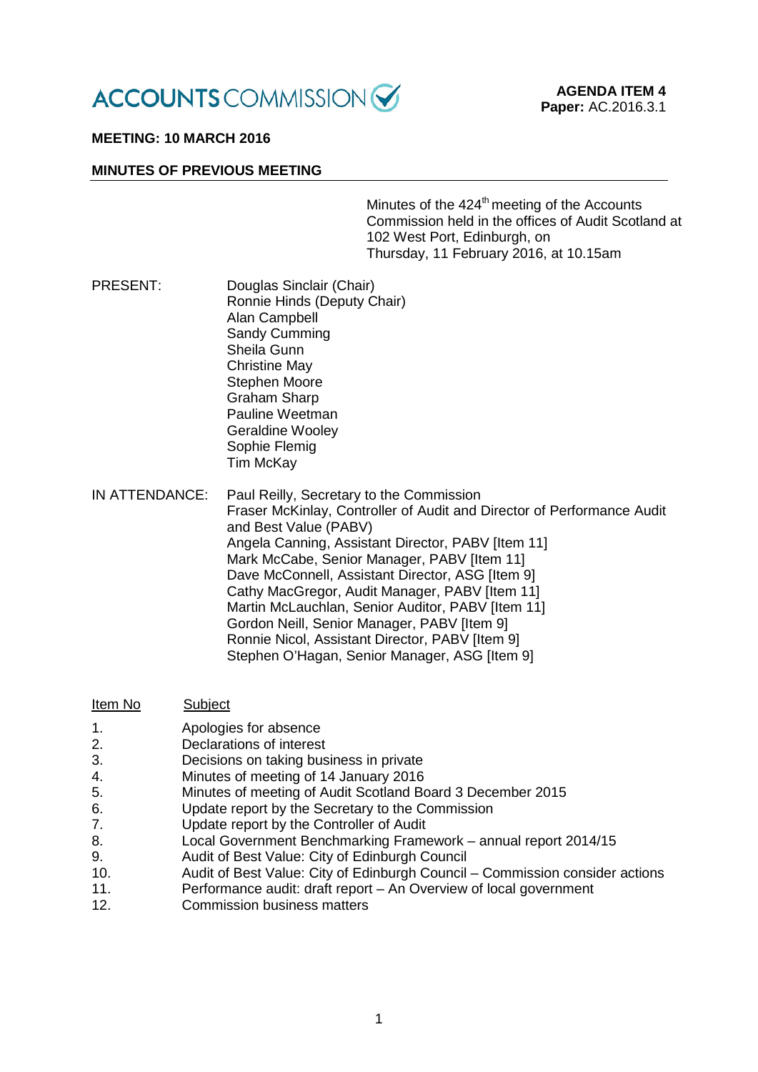ACCOUNTS COMMISSION

**AGENDA ITEM 4**
**Paper:** AC.2016.3.1

**MEETING: 10 MARCH 2016**

**MINUTES OF PREVIOUS MEETING**

Minutes of the 424th meeting of the Accounts Commission held in the offices of Audit Scotland at 102 West Port, Edinburgh, on Thursday, 11 February 2016, at 10.15am

PRESENT:

Douglas Sinclair (Chair)
Ronnie Hinds (Deputy Chair)
Alan Campbell
Sandy Cumming
Sheila Gunn
Christine May
Stephen Moore
Graham Sharp
Pauline Weetman
Geraldine Wooley
Sophie Flemig
Tim McKay

IN ATTENDANCE:

Paul Reilly, Secretary to the Commission
Fraser McKinlay, Controller of Audit and Director of Performance Audit and Best Value (PABV)
Angela Canning, Assistant Director, PABV [Item 11]
Mark McCabe, Senior Manager, PABV [Item 11]
Dave McConnell, Assistant Director, ASG [Item 9]
Cathy MacGregor, Audit Manager, PABV [Item 11]
Martin McLauchlan, Senior Auditor, PABV [Item 11]
Gordon Neill, Senior Manager, PABV [Item 9]
Ronnie Nicol, Assistant Director, PABV [Item 9]
Stephen O'Hagan, Senior Manager, ASG [Item 9]

| Item No | Subject |
|---|---|
| 1. | Apologies for absence |
| 2. | Declarations of interest |
| 3. | Decisions on taking business in private |
| 4. | Minutes of meeting of 14 January 2016 |
| 5. | Minutes of meeting of Audit Scotland Board 3 December 2015 |
| 6. | Update report by the Secretary to the Commission |
| 7. | Update report by the Controller of Audit |
| 8. | Local Government Benchmarking Framework – annual report 2014/15 |
| 9. | Audit of Best Value: City of Edinburgh Council |
| 10. | Audit of Best Value: City of Edinburgh Council – Commission consider actions |
| 11. | Performance audit: draft report – An Overview of local government |
| 12. | Commission business matters |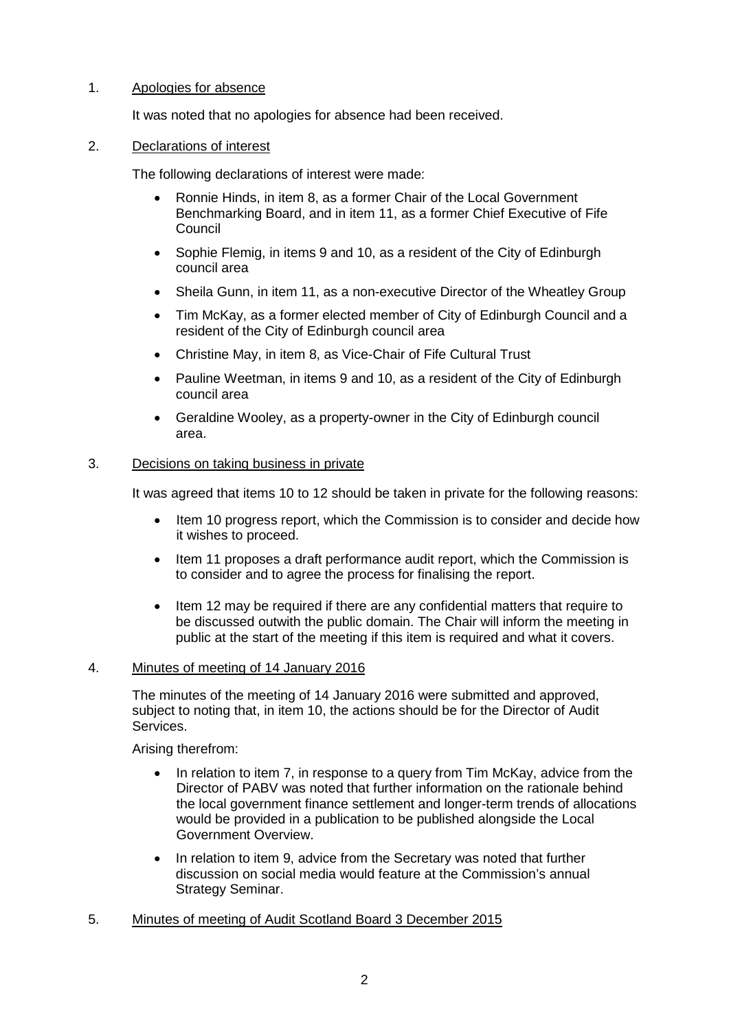1. Apologies for absence

   It was noted that no apologies for absence had been received.

2. Declarations of interest

   The following declarations of interest were made:

   - Ronnie Hinds, in item 8, as a former Chair of the Local Government Benchmarking Board, and in item 11, as a former Chief Executive of Fife Council
   - Sophie Flemig, in items 9 and 10, as a resident of the City of Edinburgh council area
   - Sheila Gunn, in item 11, as a non-executive Director of the Wheatley Group
   - Tim McKay, as a former elected member of City of Edinburgh Council and a resident of the City of Edinburgh council area
   - Christine May, in item 8, as Vice-Chair of Fife Cultural Trust
   - Pauline Weetman, in items 9 and 10, as a resident of the City of Edinburgh council area
   - Geraldine Wooley, as a property-owner in the City of Edinburgh council area.

3. Decisions on taking business in private

   It was agreed that items 10 to 12 should be taken in private for the following reasons:

   - Item 10 progress report, which the Commission is to consider and decide how it wishes to proceed.
   - Item 11 proposes a draft performance audit report, which the Commission is to consider and to agree the process for finalising the report.
   - Item 12 may be required if there are any confidential matters that require to be discussed outwith the public domain. The Chair will inform the meeting in public at the start of the meeting if this item is required and what it covers.

4. Minutes of meeting of 14 January 2016

   The minutes of the meeting of 14 January 2016 were submitted and approved, subject to noting that, in item 10, the actions should be for the Director of Audit Services.

   Arising therefrom:

   - In relation to item 7, in response to a query from Tim McKay, advice from the Director of PABV was noted that further information on the rationale behind the local government finance settlement and longer-term trends of allocations would be provided in a publication to be published alongside the Local Government Overview.
   - In relation to item 9, advice from the Secretary was noted that further discussion on social media would feature at the Commission's annual Strategy Seminar.

5. Minutes of meeting of Audit Scotland Board 3 December 2015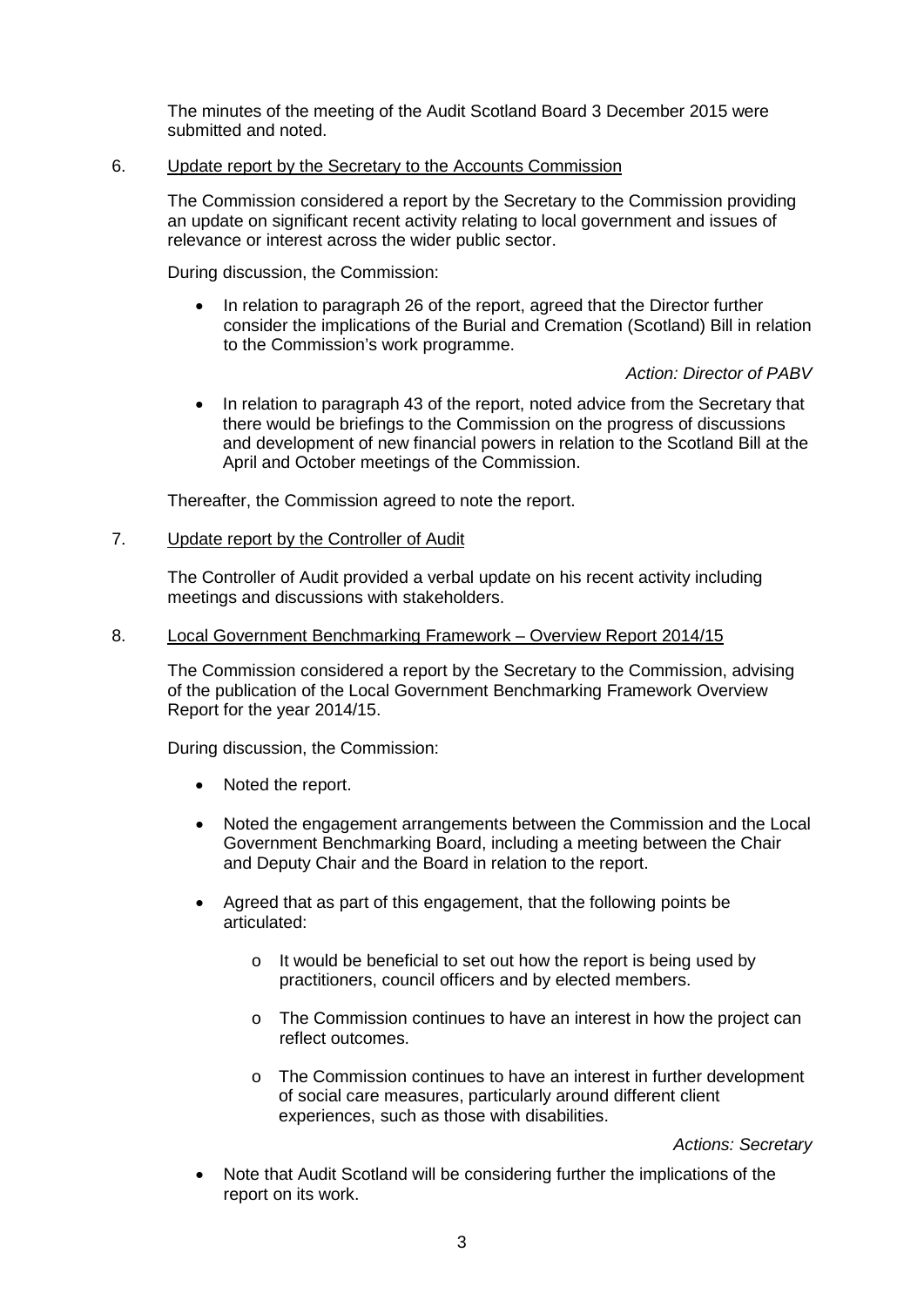The minutes of the meeting of the Audit Scotland Board 3 December 2015 were submitted and noted.

6. Update report by the Secretary to the Accounts Commission

The Commission considered a report by the Secretary to the Commission providing an update on significant recent activity relating to local government and issues of relevance or interest across the wider public sector.

During discussion, the Commission:

- In relation to paragraph 26 of the report, agreed that the Director further consider the implications of the Burial and Cremation (Scotland) Bill in relation to the Commission's work programme.

*Action: Director of PABV*

- In relation to paragraph 43 of the report, noted advice from the Secretary that there would be briefings to the Commission on the progress of discussions and development of new financial powers in relation to the Scotland Bill at the April and October meetings of the Commission.

Thereafter, the Commission agreed to note the report.

7. Update report by the Controller of Audit

The Controller of Audit provided a verbal update on his recent activity including meetings and discussions with stakeholders.

8. Local Government Benchmarking Framework – Overview Report 2014/15

The Commission considered a report by the Secretary to the Commission, advising of the publication of the Local Government Benchmarking Framework Overview Report for the year 2014/15.

During discussion, the Commission:

- Noted the report.
- Noted the engagement arrangements between the Commission and the Local Government Benchmarking Board, including a meeting between the Chair and Deputy Chair and the Board in relation to the report.
- Agreed that as part of this engagement, that the following points be articulated:
    - It would be beneficial to set out how the report is being used by practitioners, council officers and by elected members.
    - The Commission continues to have an interest in how the project can reflect outcomes.
    - The Commission continues to have an interest in further development of social care measures, particularly around different client experiences, such as those with disabilities.

*Actions: Secretary*

- Note that Audit Scotland will be considering further the implications of the report on its work.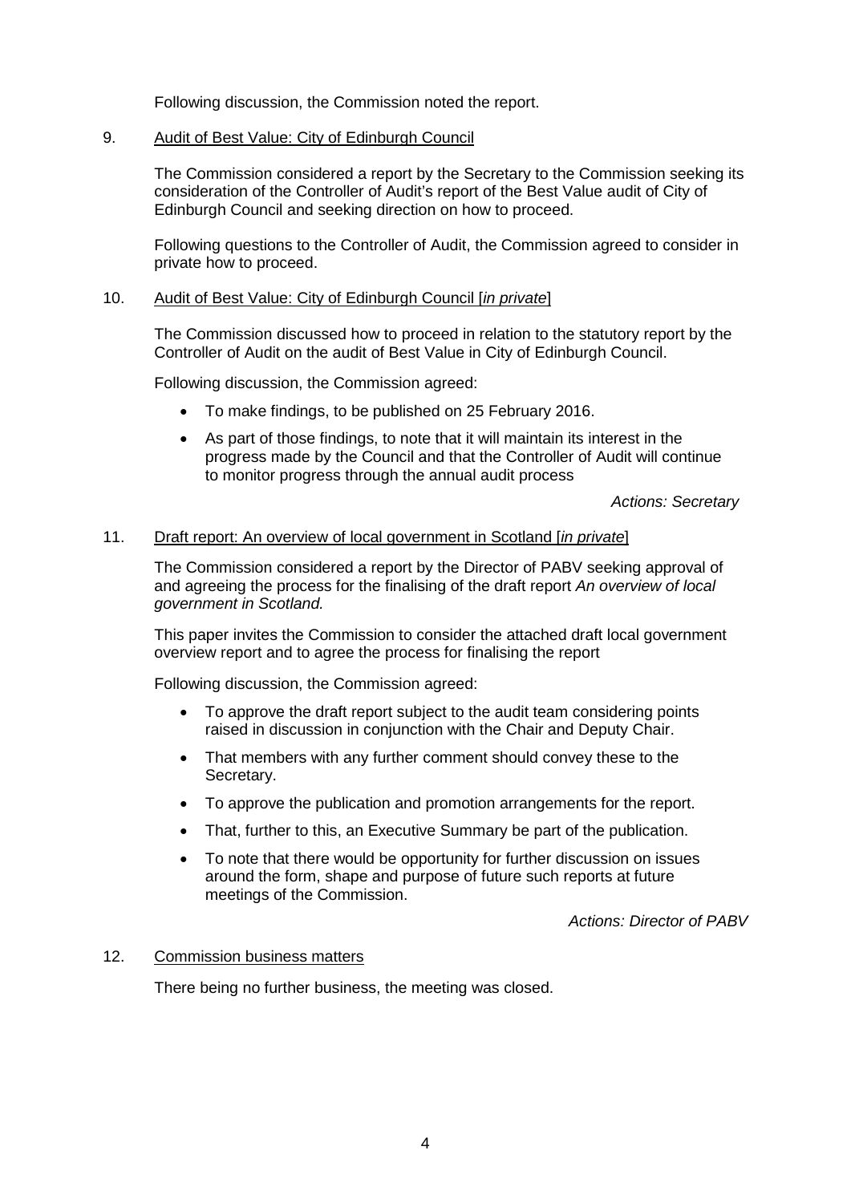Following discussion, the Commission noted the report.

9. <u>Audit of Best Value: City of Edinburgh Council</u>

The Commission considered a report by the Secretary to the Commission seeking its consideration of the Controller of Audit's report of the Best Value audit of City of Edinburgh Council and seeking direction on how to proceed.

Following questions to the Controller of Audit, the Commission agreed to consider in private how to proceed.

10. <u>Audit of Best Value: City of Edinburgh Council [*in private*]</u>

The Commission discussed how to proceed in relation to the statutory report by the Controller of Audit on the audit of Best Value in City of Edinburgh Council.

Following discussion, the Commission agreed:

- To make findings, to be published on 25 February 2016.
- As part of those findings, to note that it will maintain its interest in the progress made by the Council and that the Controller of Audit will continue to monitor progress through the annual audit process

*Actions: Secretary*

11. <u>Draft report: An overview of local government in Scotland [*in private*]</u>

The Commission considered a report by the Director of PABV seeking approval of and agreeing the process for the finalising of the draft report *An overview of local government in Scotland.*

This paper invites the Commission to consider the attached draft local government overview report and to agree the process for finalising the report

Following discussion, the Commission agreed:

- To approve the draft report subject to the audit team considering points raised in discussion in conjunction with the Chair and Deputy Chair.
- That members with any further comment should convey these to the Secretary.
- To approve the publication and promotion arrangements for the report.
- That, further to this, an Executive Summary be part of the publication.
- To note that there would be opportunity for further discussion on issues around the form, shape and purpose of future such reports at future meetings of the Commission.

*Actions: Director of PABV*

12. <u>Commission business matters</u>

There being no further business, the meeting was closed.